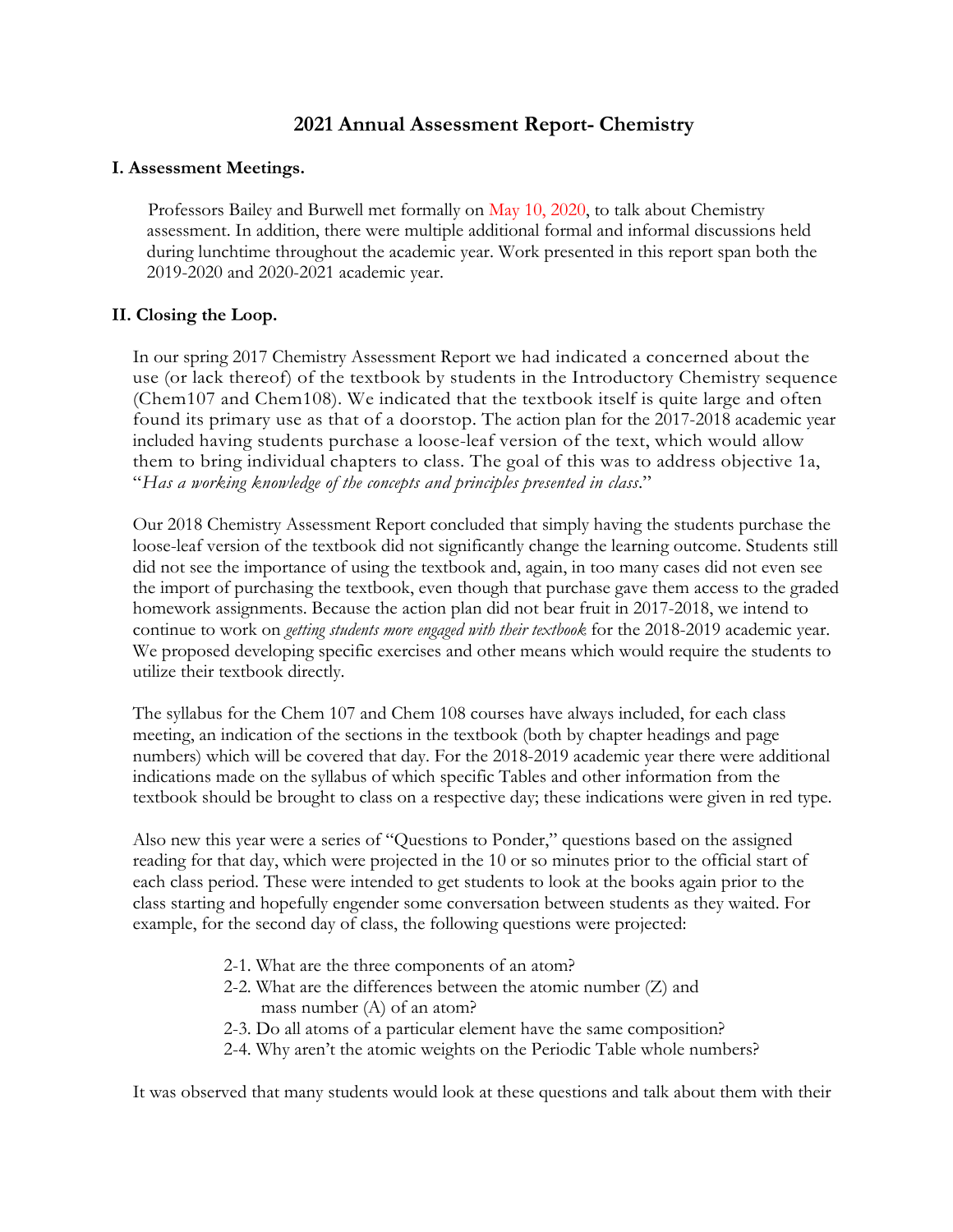# 2021 Annual Assessment Report- Chemistry

## I. Assessment Meetings.

Professors Bailey and Burwell met formally on May 10, 2020, to talk about Chemistry assessment. In addition, there were multiple additional formal and informal discussions held during lunchtime throughout the academic year. Work presented in this report span both the 2019-2020 and 2020-2021 academic year.

## II. Closing the Loop.

In our spring 2017 Chemistry Assessment Report we had indicated a concerned about the use (or lack thereof) of the textbook by students in the Introductory Chemistry sequence (Chem107 and Chem108). We indicated that the textbook itself is quite large and often found its primary use as that of a doorstop. The action plan for the 2017-2018 academic year included having students purchase a loose-leaf version of the text, which would allow them to bring individual chapters to class. The goal of this was to address objective 1a, "*Has a working knowledge of the concepts and principles presented in class*."

Our 2018 Chemistry Assessment Report concluded that simply having the students purchase the loose-leaf version of the textbook did not significantly change the learning outcome. Students still did not see the importance of using the textbook and, again, in too many cases did not even see the import of purchasing the textbook, even though that purchase gave them access to the graded homework assignments. Because the action plan did not bear fruit in 2017-2018, we intend to continue to work on *getting students more engaged with their textbook* for the 2018-2019 academic year. We proposed developing specific exercises and other means which would require the students to utilize their textbook directly.

The syllabus for the Chem 107 and Chem 108 courses have always included, for each class meeting, an indication of the sections in the textbook (both by chapter headings and page numbers) which will be covered that day. For the 2018-2019 academic year there were additional indications made on the syllabus of which specific Tables and other information from the textbook should be brought to class on a respective day; these indications were given in red type.

Also new this year were a series of "Questions to Ponder," questions based on the assigned reading for that day, which were projected in the 10 or so minutes prior to the official start of each class period. These were intended to get students to look at the books again prior to the class starting and hopefully engender some conversation between students as they waited. For example, for the second day of class, the following questions were projected:

- 2-1. What are the three components of an atom?
- 2-2. What are the differences between the atomic number (Z) and mass number (A) of an atom?
- 2-3. Do all atoms of a particular element have the same composition?
- 2-4. Why aren't the atomic weights on the Periodic Table whole numbers?

It was observed that many students would look at these questions and talk about them with their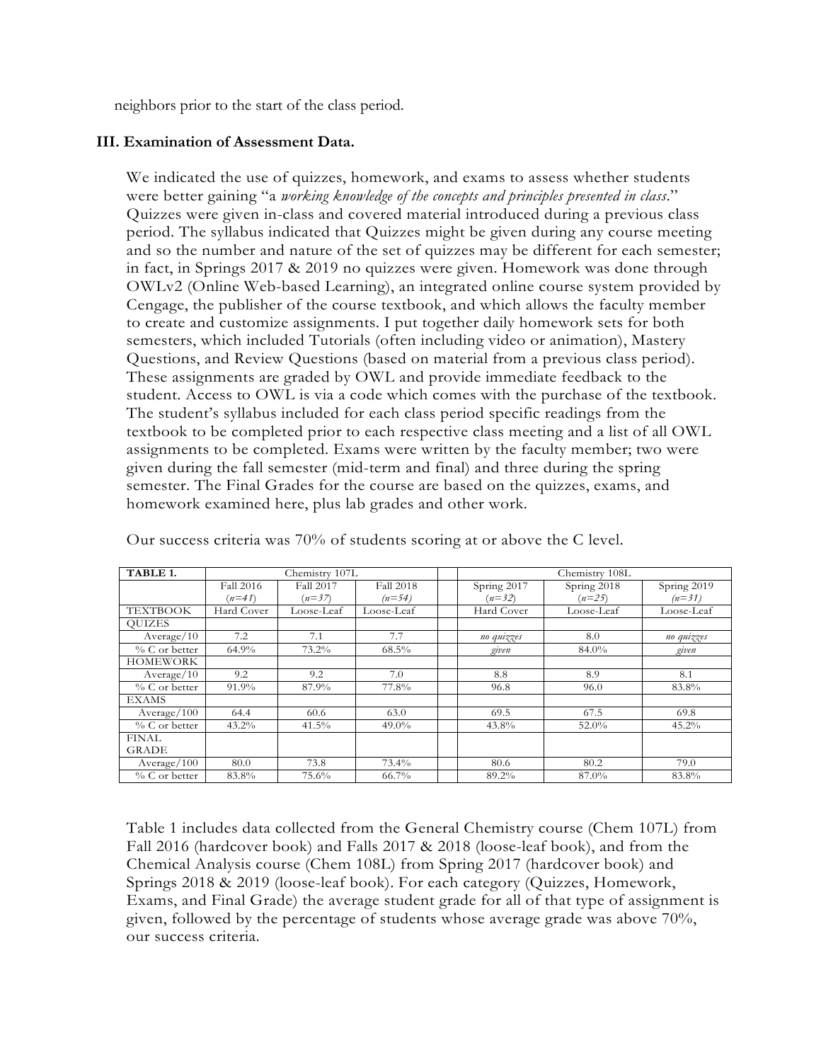neighbors prior to the start of the class period.

### III. Examination of Assessment Data.

We indicated the use of quizzes, homework, and exams to assess whether students were better gaining "a *working knowledge of the concepts and principles presented in class*." Quizzes were given in-class and covered material introduced during a previous class period. The syllabus indicated that Quizzes might be given during any course meeting and so the number and nature of the set of quizzes may be different for each semester; in fact, in Springs 2017 & 2019 no quizzes were given. Homework was done through OWLv2 (Online Web-based Learning), an integrated online course system provided by Cengage, the publisher of the course textbook, and which allows the faculty member to create and customize assignments. I put together daily homework sets for both semesters, which included Tutorials (often including video or animation), Mastery Questions, and Review Questions (based on material from a previous class period). These assignments are graded by OWL and provide immediate feedback to the student. Access to OWL is via a code which comes with the purchase of the textbook. The student's syllabus included for each class period specific readings from the textbook to be completed prior to each respective class meeting and a list of all OWL assignments to be completed. Exams were written by the faculty member; two were given during the fall semester (mid-term and final) and three during the spring semester. The Final Grades for the course are based on the quizzes, exams, and homework examined here, plus lab grades and other work.

Our success criteria was 70% of students scoring at or above the C level.

| **TABLE 1.** | Chemistry 107L | | | | Chemistry 108L | | |
|---|---|---|---|---|---|---|---|
| | Fall 2016 (*n=41*) | Fall 2017 (*n=37*) | Fall 2018 (*n=54*) | | Spring 2017 (*n=32*) | Spring 2018 (*n=25*) | Spring 2019 (*n=31*) |
| TEXTBOOK | Hard Cover | Loose-Leaf | Loose-Leaf | | Hard Cover | Loose-Leaf | Loose-Leaf |
| QUIZES | | | | | | | |
| Average/10 | 7.2 | 7.1 | 7.7 | | *no quizzes given* | 8.0 | *no quizzes given* |
| % C or better | 64.9% | 73.2% | 68.5% | | | 84.0% | |
| HOMEWORK | | | | | | | |
| Average/10 | 9.2 | 9.2 | 7.0 | | 8.8 | 8.9 | 8.1 |
| % C or better | 91.9% | 87.9% | 77.8% | | 96.8 | 96.0 | 83.8% |
| EXAMS | | | | | | | |
| Average/100 | 64.4 | 60.6 | 63.0 | | 69.5 | 67.5 | 69.8 |
| % C or better | 43.2% | 41.5% | 49.0% | | 43.8% | 52.0% | 45.2% |
| FINAL GRADE | | | | | | | |
| Average/100 | 80.0 | 73.8 | 73.4% | | 80.6 | 80.2 | 79.0 |
| % C or better | 83.8% | 75.6% | 66.7% | | 89.2% | 87.0% | 83.8% |

Table 1 includes data collected from the General Chemistry course (Chem 107L) from Fall 2016 (hardcover book) and Falls 2017 & 2018 (loose-leaf book), and from the Chemical Analysis course (Chem 108L) from Spring 2017 (hardcover book) and Springs 2018 & 2019 (loose-leaf book). For each category (Quizzes, Homework, Exams, and Final Grade) the average student grade for all of that type of assignment is given, followed by the percentage of students whose average grade was above 70%, our success criteria.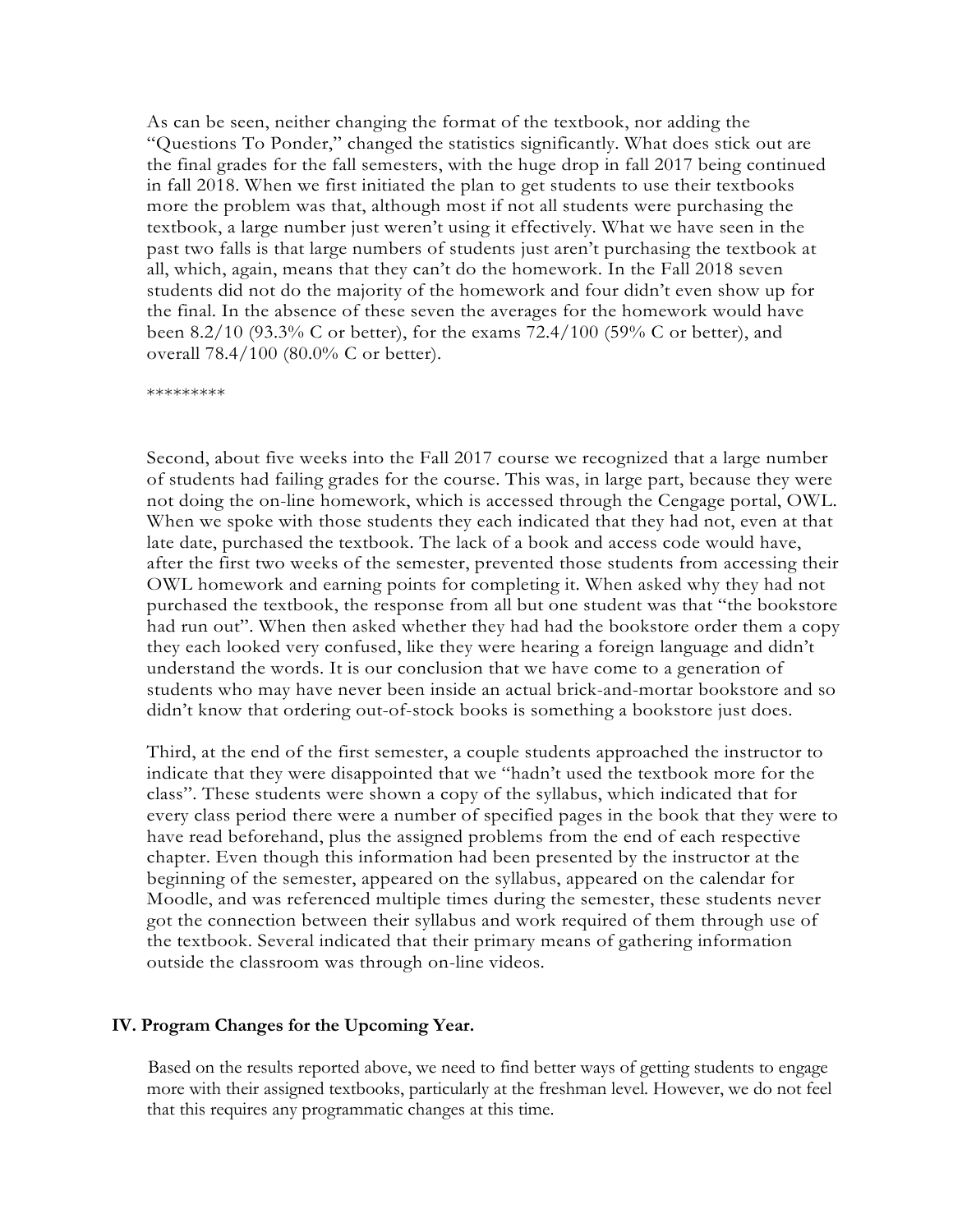As can be seen, neither changing the format of the textbook, nor adding the "Questions To Ponder," changed the statistics significantly. What does stick out are the final grades for the fall semesters, with the huge drop in fall 2017 being continued in fall 2018. When we first initiated the plan to get students to use their textbooks more the problem was that, although most if not all students were purchasing the textbook, a large number just weren't using it effectively. What we have seen in the past two falls is that large numbers of students just aren't purchasing the textbook at all, which, again, means that they can't do the homework. In the Fall 2018 seven students did not do the majority of the homework and four didn't even show up for the final. In the absence of these seven the averages for the homework would have been 8.2/10 (93.3% C or better), for the exams 72.4/100 (59% C or better), and overall 78.4/100 (80.0% C or better).

*********

Second, about five weeks into the Fall 2017 course we recognized that a large number of students had failing grades for the course. This was, in large part, because they were not doing the on-line homework, which is accessed through the Cengage portal, OWL. When we spoke with those students they each indicated that they had not, even at that late date, purchased the textbook. The lack of a book and access code would have, after the first two weeks of the semester, prevented those students from accessing their OWL homework and earning points for completing it. When asked why they had not purchased the textbook, the response from all but one student was that "the bookstore had run out". When then asked whether they had had the bookstore order them a copy they each looked very confused, like they were hearing a foreign language and didn't understand the words. It is our conclusion that we have come to a generation of students who may have never been inside an actual brick-and-mortar bookstore and so didn't know that ordering out-of-stock books is something a bookstore just does.

Third, at the end of the first semester, a couple students approached the instructor to indicate that they were disappointed that we "hadn't used the textbook more for the class". These students were shown a copy of the syllabus, which indicated that for every class period there were a number of specified pages in the book that they were to have read beforehand, plus the assigned problems from the end of each respective chapter. Even though this information had been presented by the instructor at the beginning of the semester, appeared on the syllabus, appeared on the calendar for Moodle, and was referenced multiple times during the semester, these students never got the connection between their syllabus and work required of them through use of the textbook. Several indicated that their primary means of gathering information outside the classroom was through on-line videos.

## IV. Program Changes for the Upcoming Year.

Based on the results reported above, we need to find better ways of getting students to engage more with their assigned textbooks, particularly at the freshman level. However, we do not feel that this requires any programmatic changes at this time.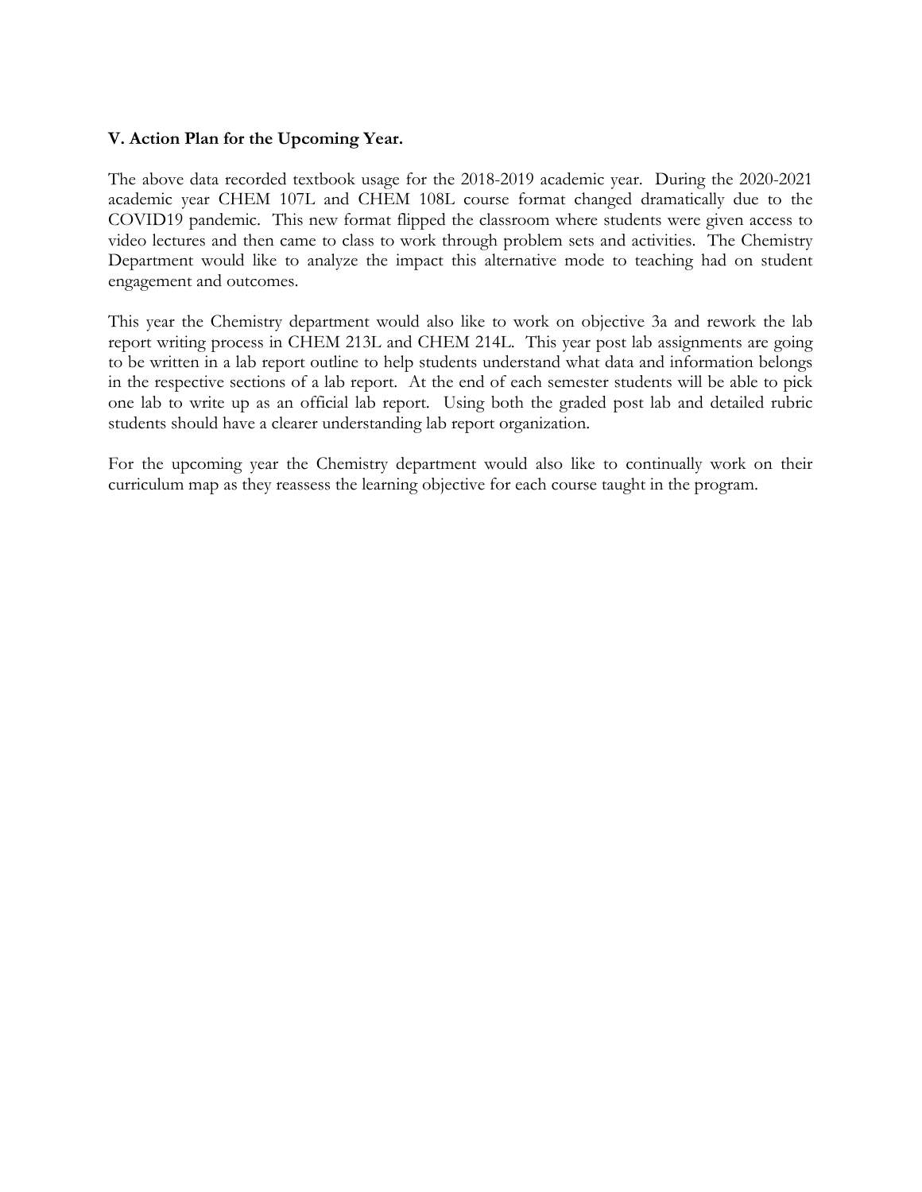**V. Action Plan for the Upcoming Year.**

The above data recorded textbook usage for the 2018-2019 academic year. During the 2020-2021 academic year CHEM 107L and CHEM 108L course format changed dramatically due to the COVID19 pandemic. This new format flipped the classroom where students were given access to video lectures and then came to class to work through problem sets and activities. The Chemistry Department would like to analyze the impact this alternative mode to teaching had on student engagement and outcomes.

This year the Chemistry department would also like to work on objective 3a and rework the lab report writing process in CHEM 213L and CHEM 214L. This year post lab assignments are going to be written in a lab report outline to help students understand what data and information belongs in the respective sections of a lab report. At the end of each semester students will be able to pick one lab to write up as an official lab report. Using both the graded post lab and detailed rubric students should have a clearer understanding lab report organization.

For the upcoming year the Chemistry department would also like to continually work on their curriculum map as they reassess the learning objective for each course taught in the program.